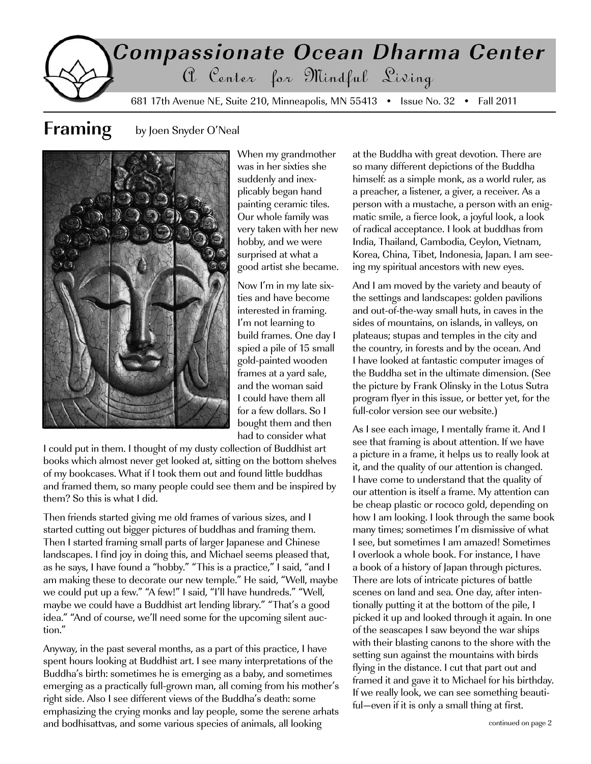# Compassionate Ocean Dharma Center

A Center for Mindful Living

681 17th Avenue NE, Suite 210, Minneapolis, MN 55413 • Issue No. 32 • Fall 2011

## Framing

by Joen Snyder O'Neal

When my grandmother was in her sixties she suddenly and inexplicably began hand painting ceramic tiles. Our whole family was very taken with her new hobby, and we were surprised at what a good artist she became.

Now I'm in my late sixties and have become interested in framing. I'm not learning to build frames. One day I spied a pile of 15 small gold-painted wooden frames at a yard sale, and the woman said I could have them all for a few dollars. So I bought them and then had to consider what I could put in them. I thought of my dusty collection of Buddhist art books which almost never get looked at, sitting on the bottom shelves of my bookcases. What if I took them out and found little buddhas and framed them, so many people could see them and be inspired by them? So this is what I did.

Then friends started giving me old frames of various sizes, and I started cutting out bigger pictures of buddhas and framing them. Then I started framing small parts of larger Japanese and Chinese landscapes. I find joy in doing this, and Michael seems pleased that, as he says, I have found a "hobby." "This is a practice," I said, "and I am making these to decorate our new temple." He said, "Well, maybe we could put up a few." "A few!" I said, "I'll have hundreds." "Well, maybe we could have a Buddhist art lending library." "That's a good idea." "And of course, we'll need some for the upcoming silent auction."

Anyway, in the past several months, as a part of this practice, I have spent hours looking at Buddhist art. I see many interpretations of the Buddha's birth: sometimes he is emerging as a baby, and sometimes emerging as a practically full-grown man, all coming from his mother's right side. Also I see different views of the Buddha's death: some emphasizing the crying monks and lay people, some the serene arhats and bodhisattvas, and some various species of animals, all looking at the Buddha with great devotion. There are so many different depictions of the Buddha himself: as a simple monk, as a world ruler, as a preacher, a listener, a giver, a receiver. As a person with a mustache, a person with an enigmatic smile, a fierce look, a joyful look, a look of radical acceptance. I look at buddhas from India, Thailand, Cambodia, Ceylon, Vietnam, Korea, China, Tibet, Indonesia, Japan. I am seeing my spiritual ancestors with new eyes.

And I am moved by the variety and beauty of the settings and landscapes: golden pavilions and out-of-the-way small huts, in caves in the sides of mountains, on islands, in valleys, on plateaus; stupas and temples in the city and the country, in forests and by the ocean. And I have looked at fantastic computer images of the Buddha set in the ultimate dimension. (See the picture by Frank Olinsky in the Lotus Sutra program flyer in this issue, or better yet, for the full-color version see our website.)

As I see each image, I mentally frame it. And I see that framing is about attention. If we have a picture in a frame, it helps us to really look at it, and the quality of our attention is changed. I have come to understand that the quality of our attention is itself a frame. My attention can be cheap plastic or rococo gold, depending on how I am looking. I look through the same book many times; sometimes I'm dismissive of what I see, but sometimes I am amazed! Sometimes I overlook a whole book. For instance, I have a book of a history of Japan through pictures. There are lots of intricate pictures of battle scenes on land and sea. One day, after intentionally putting it at the bottom of the pile, I picked it up and looked through it again. In one of the seascapes I saw beyond the war ships with their blasting canons to the shore with the setting sun against the mountains with birds flying in the distance. I cut that part out and framed it and gave it to Michael for his birthday. If we really look, we can see something beautiful—even if it is only a small thing at first.

continued on page 2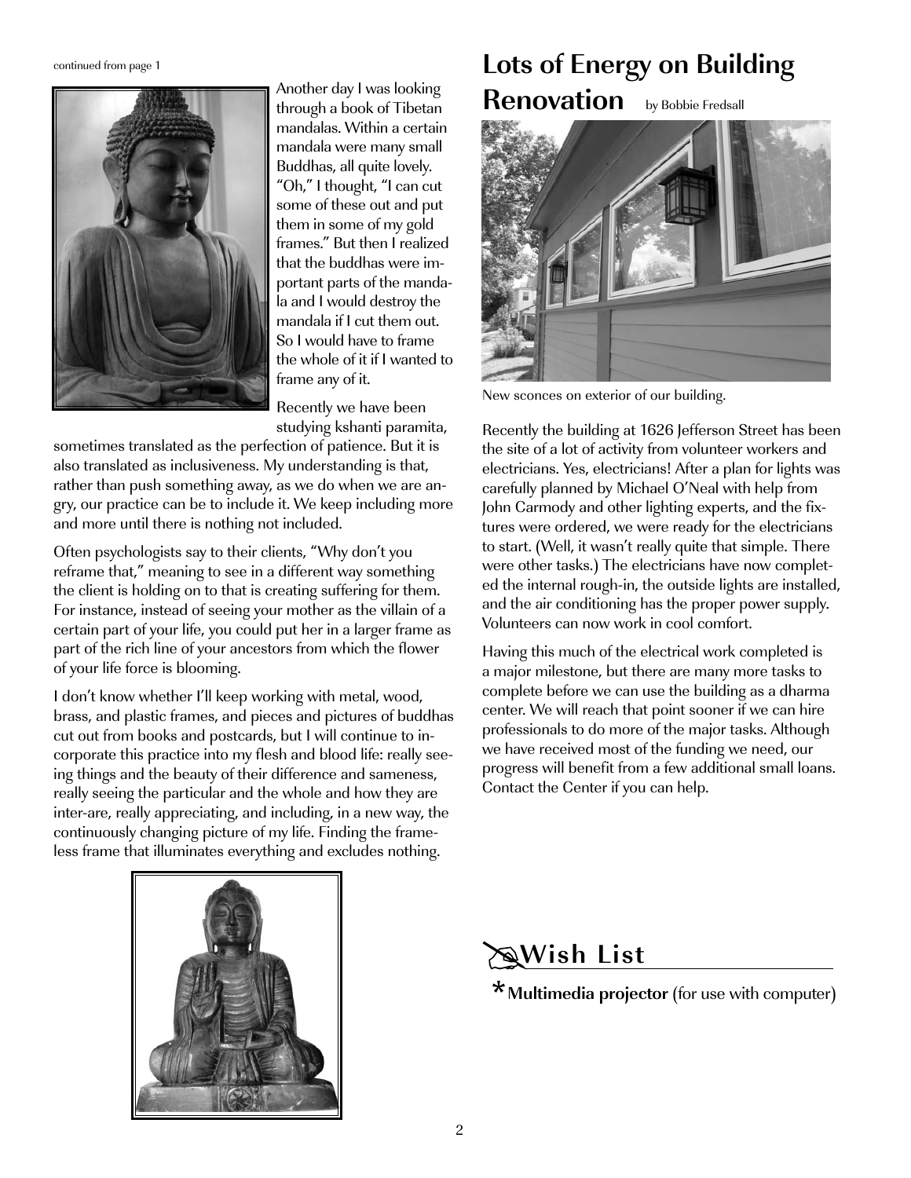continued from page 1

Another day I was looking through a book of Tibetan mandalas. Within a certain mandala were many small Buddhas, all quite lovely. "Oh," I thought, "I can cut some of these out and put them in some of my gold frames." But then I realized that the buddhas were important parts of the mandala and I would destroy the mandala if I cut them out. So I would have to frame the whole of it if I wanted to frame any of it.

Recently we have been studying kshanti paramita, sometimes translated as the perfection of patience. But it is also translated as inclusiveness. My understanding is that, rather than push something away, as we do when we are angry, our practice can be to include it. We keep including more and more until there is nothing not included.

Often psychologists say to their clients, "Why don't you reframe that," meaning to see in a different way something the client is holding on to that is creating suffering for them. For instance, instead of seeing your mother as the villain of a certain part of your life, you could put her in a larger frame as part of the rich line of your ancestors from which the flower of your life force is blooming.

I don't know whether I'll keep working with metal, wood, brass, and plastic frames, and pieces and pictures of buddhas cut out from books and postcards, but I will continue to incorporate this practice into my flesh and blood life: really seeing things and the beauty of their difference and sameness, really seeing the particular and the whole and how they are inter-are, really appreciating, and including, in a new way, the continuously changing picture of my life. Finding the frameless frame that illuminates everything and excludes nothing.

# Lots of Energy on Building Renovation

by Bobbie Fredsall

New sconces on exterior of our building.

Recently the building at 1626 Jefferson Street has been the site of a lot of activity from volunteer workers and electricians. Yes, electricians! After a plan for lights was carefully planned by Michael O'Neal with help from John Carmody and other lighting experts, and the fixtures were ordered, we were ready for the electricians to start. (Well, it wasn't really quite that simple. There were other tasks.) The electricians have now completed the internal rough-in, the outside lights are installed, and the air conditioning has the proper power supply. Volunteers can now work in cool comfort.

Having this much of the electrical work completed is a major milestone, but there are many more tasks to complete before we can use the building as a dharma center. We will reach that point sooner if we can hire professionals to do more of the major tasks. Although we have received most of the funding we need, our progress will benefit from a few additional small loans. Contact the Center if you can help.

## Wish List

* **Multimedia projector** (for use with computer)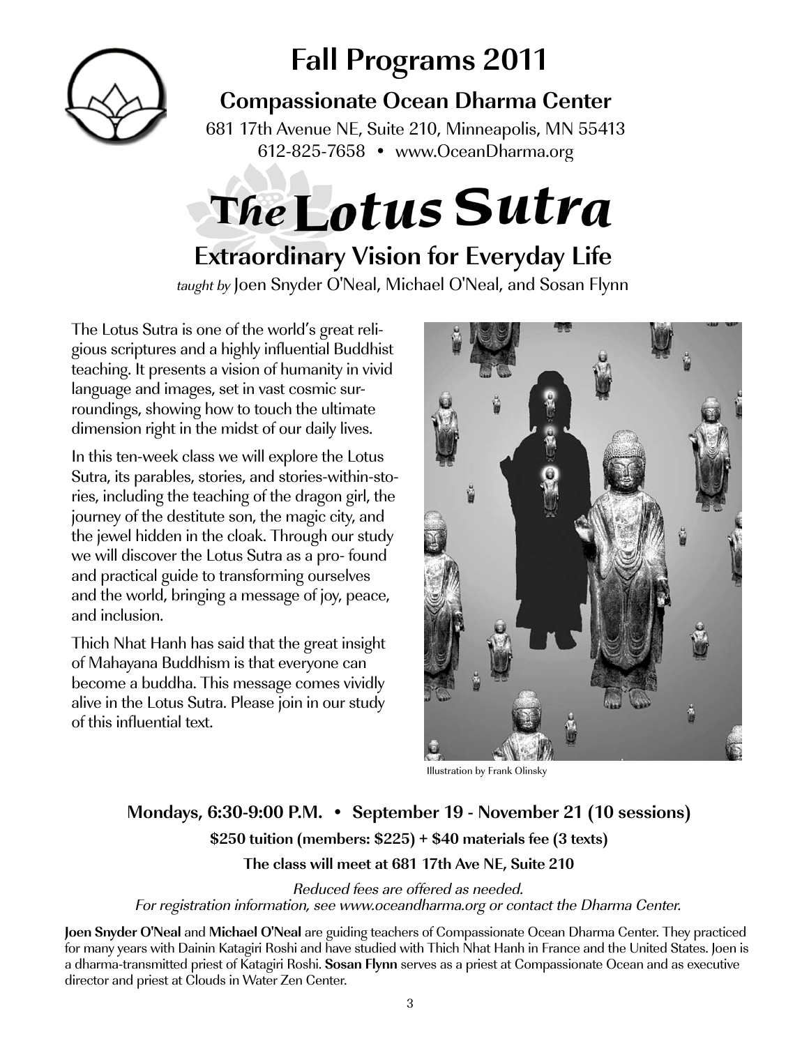# Fall Programs 2011

## Compassionate Ocean Dharma Center

681 17th Avenue NE, Suite 210, Minneapolis, MN 55413
612-825-7658 • www.OceanDharma.org

# The Lotus Sutra

## Extraordinary Vision for Everyday Life

*taught by* Joen Snyder O'Neal, Michael O'Neal, and Sosan Flynn

The Lotus Sutra is one of the world's great religious scriptures and a highly influential Buddhist teaching. It presents a vision of humanity in vivid language and images, set in vast cosmic surroundings, showing how to touch the ultimate dimension right in the midst of our daily lives.

In this ten-week class we will explore the Lotus Sutra, its parables, stories, and stories-within-stories, including the teaching of the dragon girl, the journey of the destitute son, the magic city, and the jewel hidden in the cloak. Through our study we will discover the Lotus Sutra as a pro- found and practical guide to transforming ourselves and the world, bringing a message of joy, peace, and inclusion.

Thich Nhat Hanh has said that the great insight of Mahayana Buddhism is that everyone can become a buddha. This message comes vividly alive in the Lotus Sutra. Please join in our study of this influential text.

Illustration by Frank Olinsky

**Mondays, 6:30-9:00 P.M. • September 19 - November 21 (10 sessions)**

**$250 tuition (members: $225) + $40 materials fee (3 texts)**

**The class will meet at 681 17th Ave NE, Suite 210**

*Reduced fees are offered as needed.*
*For registration information, see www.oceandharma.org or contact the Dharma Center.*

**Joen Snyder O'Neal** and **Michael O'Neal** are guiding teachers of Compassionate Ocean Dharma Center. They practiced for many years with Dainin Katagiri Roshi and have studied with Thich Nhat Hanh in France and the United States. Joen is a dharma-transmitted priest of Katagiri Roshi. **Sosan Flynn** serves as a priest at Compassionate Ocean and as executive director and priest at Clouds in Water Zen Center.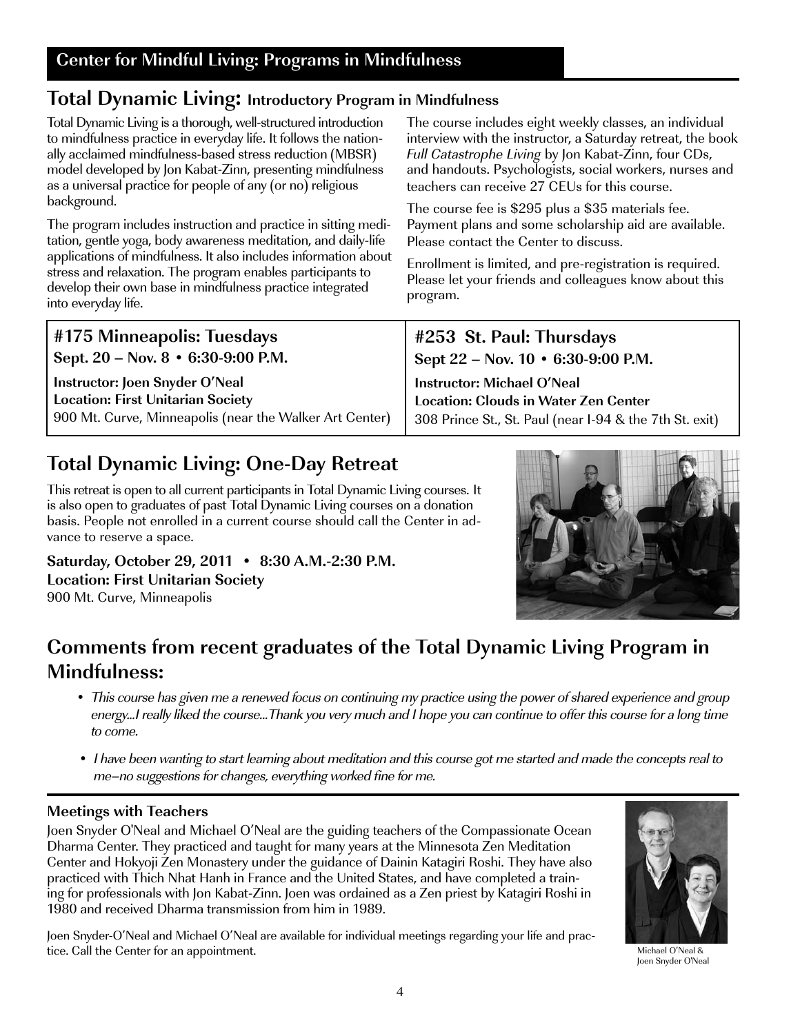## Center for Mindful Living: Programs in Mindfulness

## Total Dynamic Living: Introductory Program in Mindfulness

Total Dynamic Living is a thorough, well-structured introduction to mindfulness practice in everyday life. It follows the nationally acclaimed mindfulness-based stress reduction (MBSR) model developed by Jon Kabat-Zinn, presenting mindfulness as a universal practice for people of any (or no) religious background.

The program includes instruction and practice in sitting meditation, gentle yoga, body awareness meditation, and daily-life applications of mindfulness. It also includes information about stress and relaxation. The program enables participants to develop their own base in mindfulness practice integrated into everyday life.

The course includes eight weekly classes, an individual interview with the instructor, a Saturday retreat, the book *Full Catastrophe Living* by Jon Kabat-Zinn, four CDs, and handouts. Psychologists, social workers, nurses and teachers can receive 27 CEUs for this course.

The course fee is $295 plus a $35 materials fee. Payment plans and some scholarship aid are available. Please contact the Center to discuss.

Enrollment is limited, and pre-registration is required. Please let your friends and colleagues know about this program.

### #175 Minneapolis: Tuesdays

**Sept. 20 – Nov. 8 • 6:30-9:00 P.M.**

**Instructor: Joen Snyder O'Neal**
**Location: First Unitarian Society**
900 Mt. Curve, Minneapolis (near the Walker Art Center)

### #253 St. Paul: Thursdays

**Sept 22 – Nov. 10 • 6:30-9:00 P.M.**

**Instructor: Michael O'Neal**
**Location: Clouds in Water Zen Center**
308 Prince St., St. Paul (near I-94 & the 7th St. exit)

## Total Dynamic Living: One-Day Retreat

This retreat is open to all current participants in Total Dynamic Living courses. It is also open to graduates of past Total Dynamic Living courses on a donation basis. People not enrolled in a current course should call the Center in advance to reserve a space.

**Saturday, October 29, 2011 • 8:30 A.M.-2:30 P.M.**
**Location: First Unitarian Society**
900 Mt. Curve, Minneapolis

## Comments from recent graduates of the Total Dynamic Living Program in Mindfulness:

- *This course has given me a renewed focus on continuing my practice using the power of shared experience and group energy...I really liked the course...Thank you very much and I hope you can continue to offer this course for a long time to come.*
- *I have been wanting to start learning about meditation and this course got me started and made the concepts real to me—no suggestions for changes, everything worked fine for me.*

### Meetings with Teachers

Joen Snyder O'Neal and Michael O'Neal are the guiding teachers of the Compassionate Ocean Dharma Center. They practiced and taught for many years at the Minnesota Zen Meditation Center and Hokyoji Zen Monastery under the guidance of Dainin Katagiri Roshi. They have also practiced with Thich Nhat Hanh in France and the United States, and have completed a training for professionals with Jon Kabat-Zinn. Joen was ordained as a Zen priest by Katagiri Roshi in 1980 and received Dharma transmission from him in 1989.

Joen Snyder-O'Neal and Michael O'Neal are available for individual meetings regarding your life and practice. Call the Center for an appointment.

Michael O'Neal & Joen Snyder O'Neal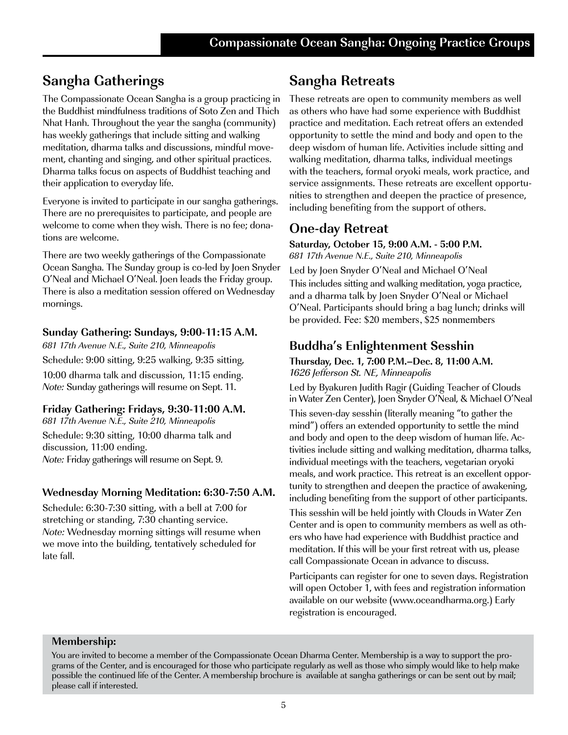# Compassionate Ocean Sangha: Ongoing Practice Groups

## Sangha Gatherings

The Compassionate Ocean Sangha is a group practicing in the Buddhist mindfulness traditions of Soto Zen and Thich Nhat Hanh. Throughout the year the sangha (community) has weekly gatherings that include sitting and walking meditation, dharma talks and discussions, mindful movement, chanting and singing, and other spiritual practices. Dharma talks focus on aspects of Buddhist teaching and their application to everyday life.

Everyone is invited to participate in our sangha gatherings. There are no prerequisites to participate, and people are welcome to come when they wish. There is no fee; donations are welcome.

There are two weekly gatherings of the Compassionate Ocean Sangha. The Sunday group is co-led by Joen Snyder O'Neal and Michael O'Neal. Joen leads the Friday group. There is also a meditation session offered on Wednesday mornings.

### Sunday Gathering: Sundays, 9:00-11:15 A.M.

*681 17th Avenue N.E., Suite 210, Minneapolis*

Schedule: 9:00 sitting, 9:25 walking, 9:35 sitting, 10:00 dharma talk and discussion, 11:15 ending.
*Note:* Sunday gatherings will resume on Sept. 11.

### Friday Gathering: Fridays, 9:30-11:00 A.M.

*681 17th Avenue N.E., Suite 210, Minneapolis*

Schedule: 9:30 sitting, 10:00 dharma talk and discussion, 11:00 ending.
*Note:* Friday gatherings will resume on Sept. 9.

### Wednesday Morning Meditation: 6:30-7:50 A.M.

Schedule: 6:30-7:30 sitting, with a bell at 7:00 for stretching or standing, 7:30 chanting service.
*Note:* Wednesday morning sittings will resume when we move into the building, tentatively scheduled for late fall.

## Sangha Retreats

These retreats are open to community members as well as others who have had some experience with Buddhist practice and meditation. Each retreat offers an extended opportunity to settle the mind and body and open to the deep wisdom of human life. Activities include sitting and walking meditation, dharma talks, individual meetings with the teachers, formal oryoki meals, work practice, and service assignments. These retreats are excellent opportunities to strengthen and deepen the practice of presence, including benefiting from the support of others.

## One-day Retreat

**Saturday, October 15, 9:00 A.M. - 5:00 P.M.**
*681 17th Avenue N.E., Suite 210, Minneapolis*

Led by Joen Snyder O'Neal and Michael O'Neal

This includes sitting and walking meditation, yoga practice, and a dharma talk by Joen Snyder O'Neal or Michael O'Neal. Participants should bring a bag lunch; drinks will be provided. Fee: $20 members, $25 nonmembers

## Buddha's Enlightenment Sesshin

**Thursday, Dec. 1, 7:00 P.M.–Dec. 8, 11:00 A.M.**
*1626 Jefferson St. NE, Minneapolis*

Led by Byakuren Judith Ragir (Guiding Teacher of Clouds in Water Zen Center), Joen Snyder O'Neal, & Michael O'Neal

This seven-day sesshin (literally meaning "to gather the mind") offers an extended opportunity to settle the mind and body and open to the deep wisdom of human life. Activities include sitting and walking meditation, dharma talks, individual meetings with the teachers, vegetarian oryoki meals, and work practice. This retreat is an excellent opportunity to strengthen and deepen the practice of awakening, including benefiting from the support of other participants.

This sesshin will be held jointly with Clouds in Water Zen Center and is open to community members as well as others who have had experience with Buddhist practice and meditation. If this will be your first retreat with us, please call Compassionate Ocean in advance to discuss.

Participants can register for one to seven days. Registration will open October 1, with fees and registration information available on our website (www.oceandharma.org.) Early registration is encouraged.

**Membership:**

You are invited to become a member of the Compassionate Ocean Dharma Center. Membership is a way to support the programs of the Center, and is encouraged for those who participate regularly as well as those who simply would like to help make possible the continued life of the Center. A membership brochure is available at sangha gatherings or can be sent out by mail; please call if interested.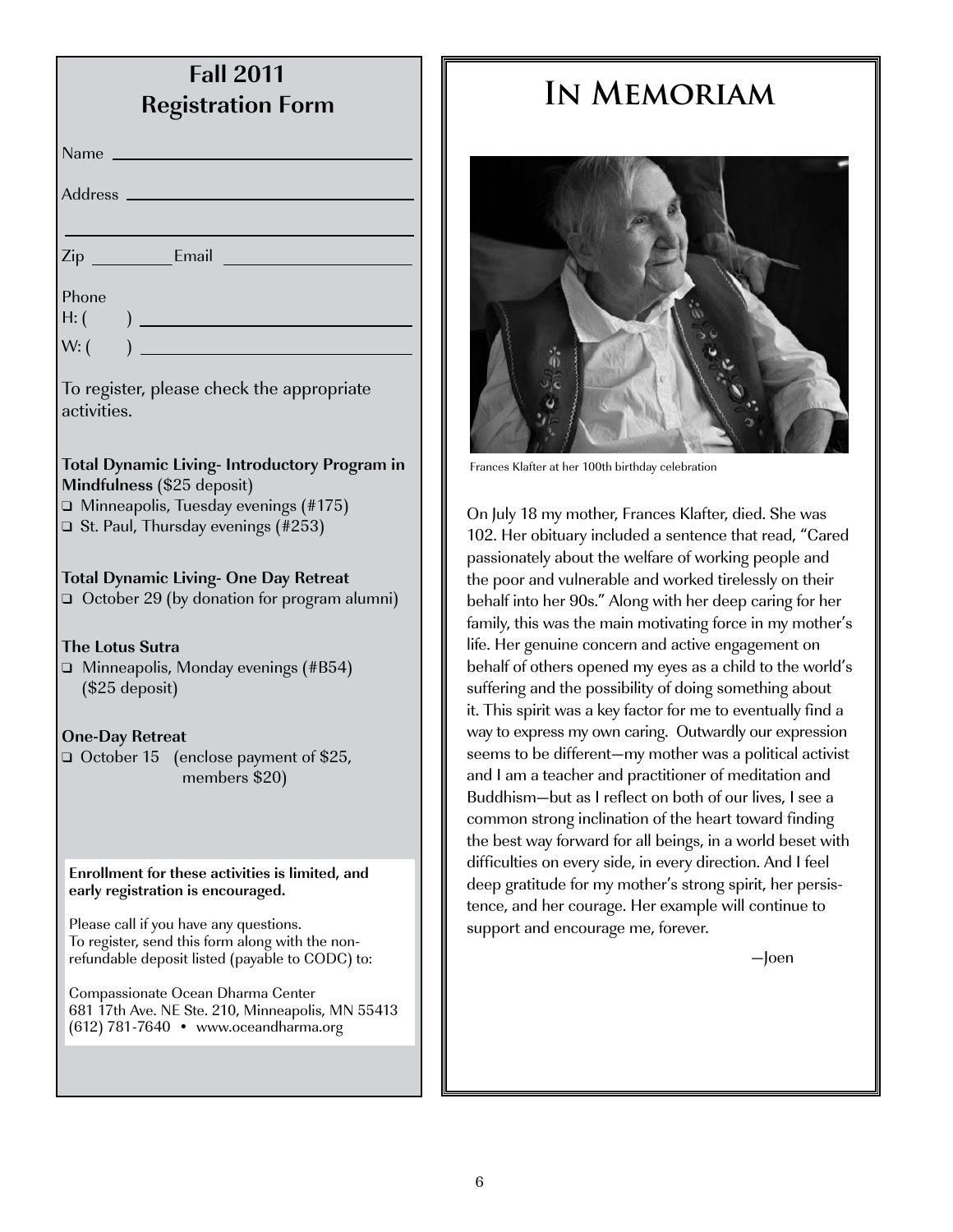## Fall 2011 Registration Form

Name \_\_\_\_\_\_\_\_\_\_\_\_\_\_\_\_\_\_\_\_\_\_\_\_\_\_\_\_\_\_

Address \_\_\_\_\_\_\_\_\_\_\_\_\_\_\_\_\_\_\_\_\_\_\_\_\_\_\_\_\_\_

\_\_\_\_\_\_\_\_\_\_\_\_\_\_\_\_\_\_\_\_\_\_\_\_\_\_\_\_\_\_\_\_\_\_\_\_\_

Zip \_\_\_\_\_\_\_\_ Email \_\_\_\_\_\_\_\_\_\_\_\_\_\_\_\_\_\_

Phone

H: (    ) \_\_\_\_\_\_\_\_\_\_\_\_\_\_\_\_\_\_\_\_\_\_\_\_\_\_\_\_

W: (    ) \_\_\_\_\_\_\_\_\_\_\_\_\_\_\_\_\_\_\_\_\_\_\_\_\_\_\_\_

To register, please check the appropriate activities.

**Total Dynamic Living- Introductory Program in Mindfulness** ($25 deposit)

- ❑ Minneapolis, Tuesday evenings (#175)
- ❑ St. Paul, Thursday evenings (#253)

**Total Dynamic Living- One Day Retreat**

- ❑ October 29 (by donation for program alumni)

**The Lotus Sutra**

- ❑ Minneapolis, Monday evenings (#B54) ($25 deposit)

**One-Day Retreat**

- ❑ October 15 (enclose payment of $25, members $20)

**Enrollment for these activities is limited, and early registration is encouraged.**

Please call if you have any questions.
To register, send this form along with the non-refundable deposit listed (payable to CODC) to:

Compassionate Ocean Dharma Center
681 17th Ave. NE Ste. 210, Minneapolis, MN 55413
(612) 781-7640 • www.oceandharma.org

# In Memoriam

Frances Klafter at her 100th birthday celebration

On July 18 my mother, Frances Klafter, died. She was 102. Her obituary included a sentence that read, "Cared passionately about the welfare of working people and the poor and vulnerable and worked tirelessly on their behalf into her 90s." Along with her deep caring for her family, this was the main motivating force in my mother's life. Her genuine concern and active engagement on behalf of others opened my eyes as a child to the world's suffering and the possibility of doing something about it. This spirit was a key factor for me to eventually find a way to express my own caring. Outwardly our expression seems to be different—my mother was a political activist and I am a teacher and practitioner of meditation and Buddhism—but as I reflect on both of our lives, I see a common strong inclination of the heart toward finding the best way forward for all beings, in a world beset with difficulties on every side, in every direction. And I feel deep gratitude for my mother's strong spirit, her persistence, and her courage. Her example will continue to support and encourage me, forever.

—Joen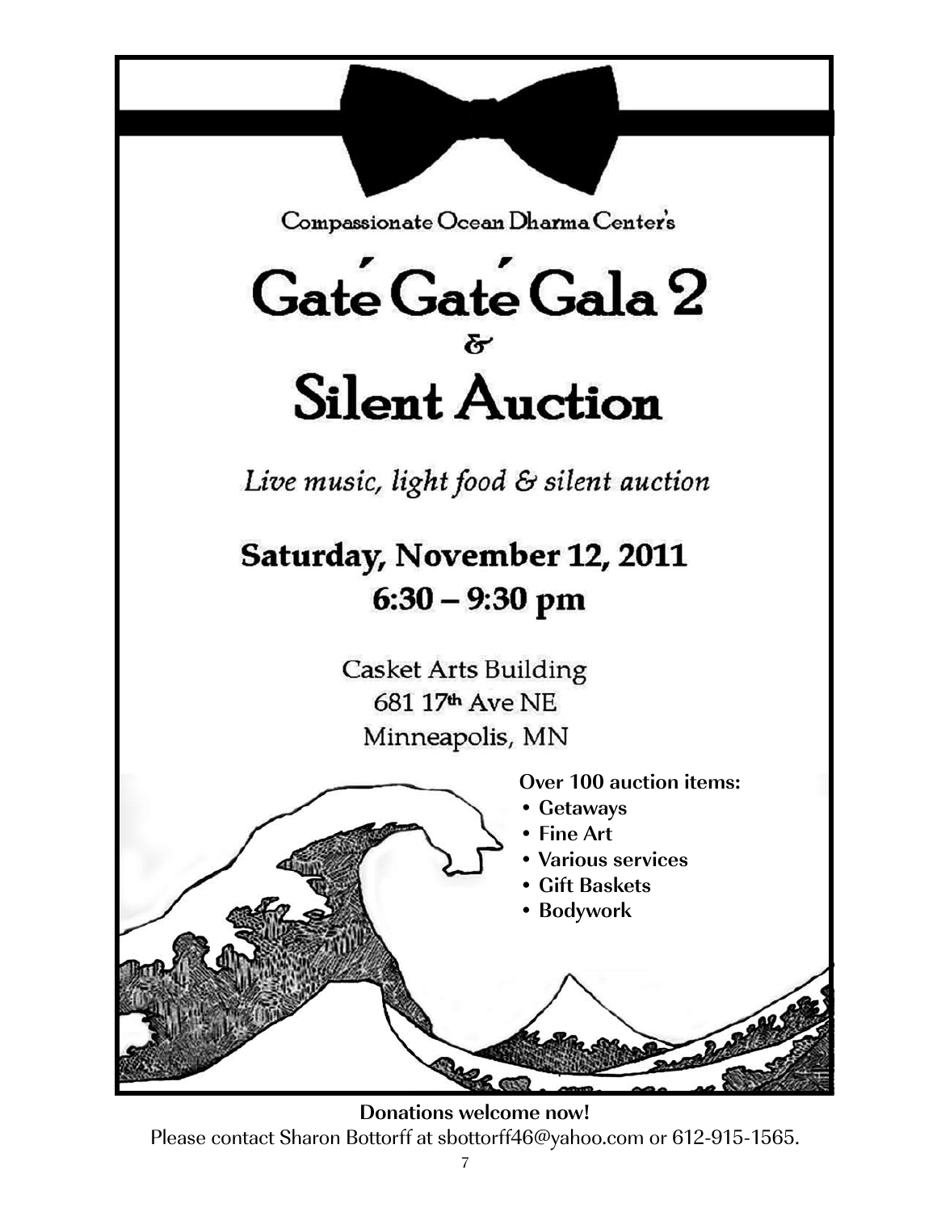Compassionate Ocean Dharma Center's

# Gaté Gaté Gala 2 & Silent Auction

*Live music, light food & silent auction*

## Saturday, November 12, 2011
## 6:30 – 9:30 pm

Casket Arts Building
681 17th Ave NE
Minneapolis, MN

**Over 100 auction items:**

- **Getaways**
- **Fine Art**
- **Various services**
- **Gift Baskets**
- **Bodywork**

**Donations welcome now!**
Please contact Sharon Bottorff at sbottorff46@yahoo.com or 612-915-1565.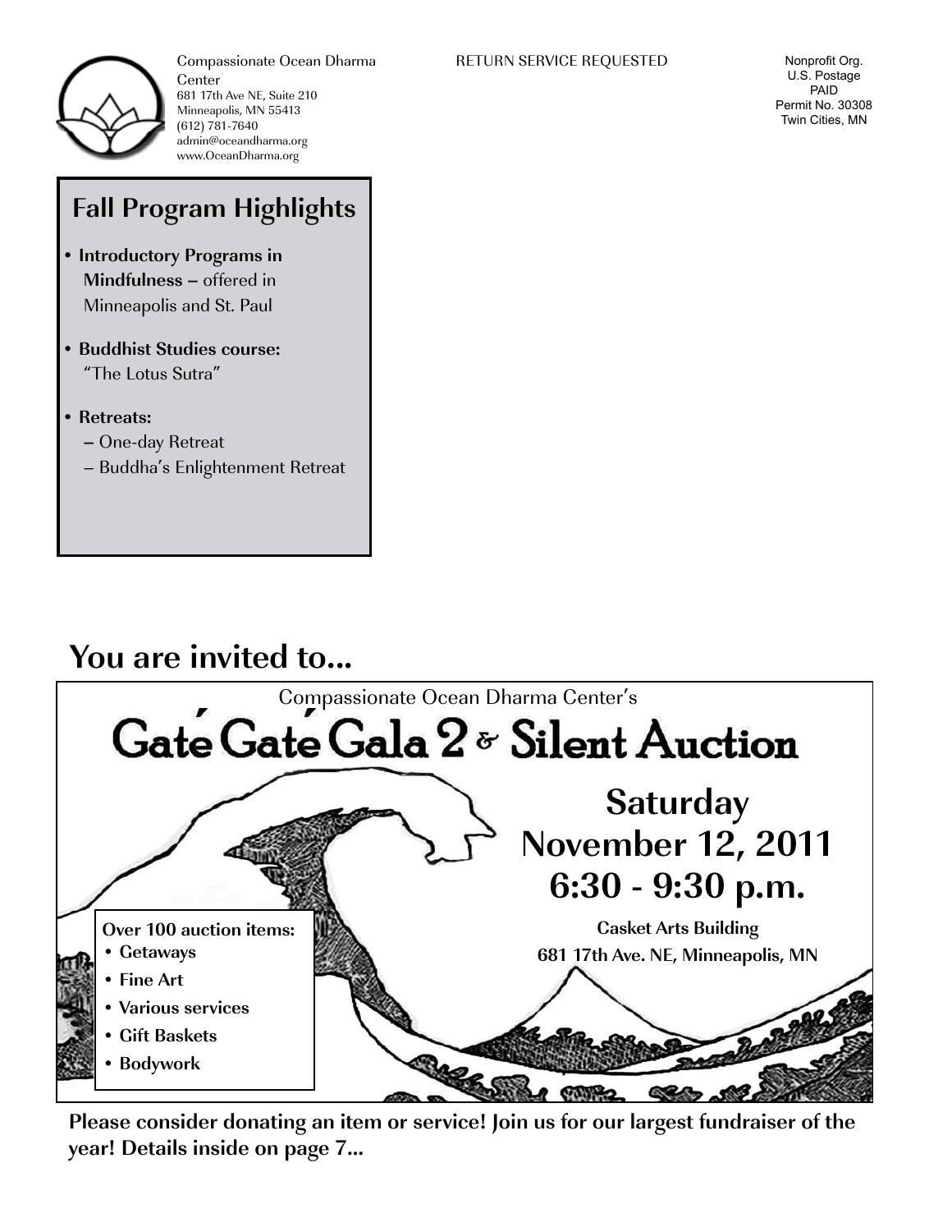Compassionate Ocean Dharma Center
681 17th Ave NE, Suite 210
Minneapolis, MN 55413
(612) 781-7640
admin@oceandharma.org
www.OceanDharma.org

RETURN SERVICE REQUESTED

Nonprofit Org.
U.S. Postage
PAID
Permit No. 30308
Twin Cities, MN

## Fall Program Highlights

- **Introductory Programs in Mindfulness** – offered in Minneapolis and St. Paul
- **Buddhist Studies course:** "The Lotus Sutra"
- **Retreats:**
  - One-day Retreat
  - Buddha's Enlightenment Retreat

## You are invited to...

Compassionate Ocean Dharma Center's

# Gaté Gaté Gala 2 & Silent Auction

**Saturday**
**November 12, 2011**
**6:30 - 9:30 p.m.**

**Casket Arts Building**
**681 17th Ave. NE, Minneapolis, MN**

**Over 100 auction items:**

- **Getaways**
- **Fine Art**
- **Various services**
- **Gift Baskets**
- **Bodywork**

**Please consider donating an item or service! Join us for our largest fundraiser of the year! Details inside on page 7...**